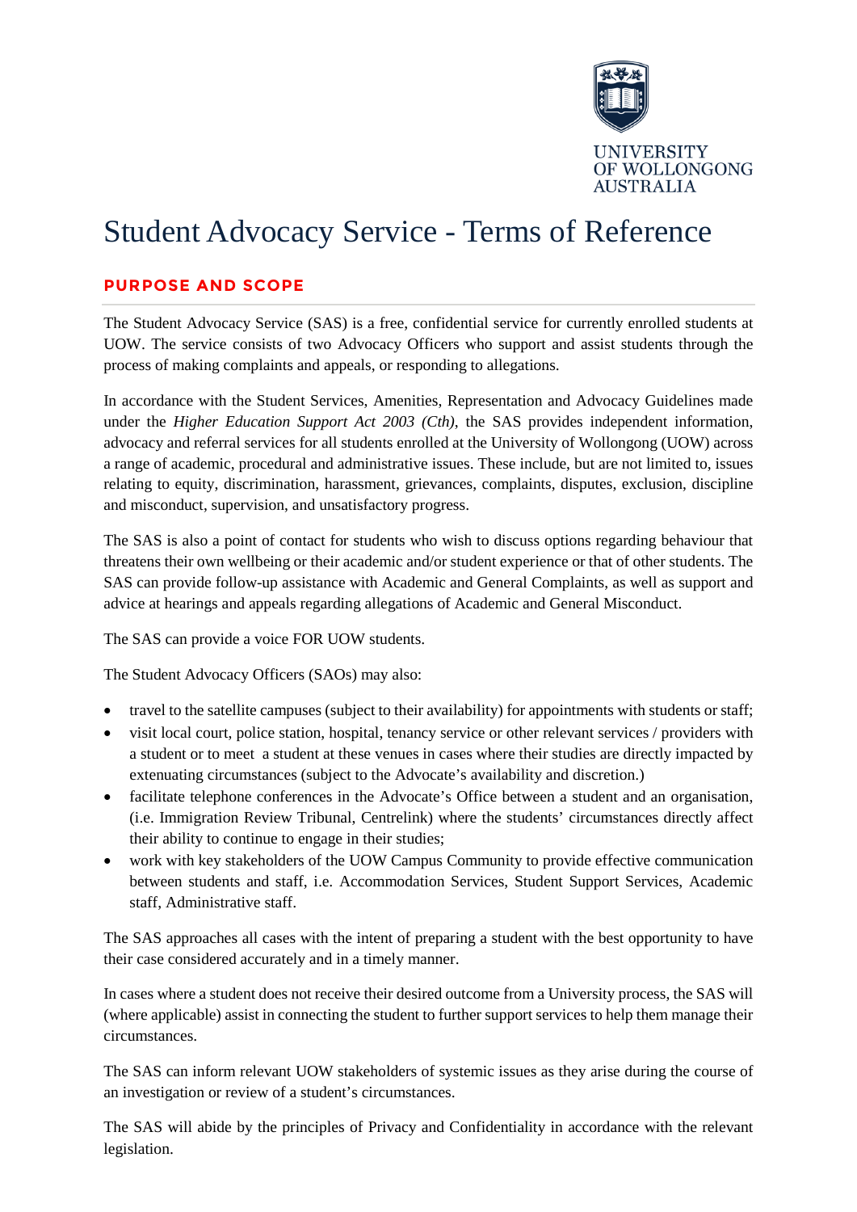UNIVERSITY OF WOLLONGONG AUSTRALIA

# Student Advocacy Service - Terms of Reference

## PURPOSE AND SCOPE

The Student Advocacy Service (SAS) is a free, confidential service for currently enrolled students at UOW. The service consists of two Advocacy Officers who support and assist students through the process of making complaints and appeals, or responding to allegations.

In accordance with the Student Services, Amenities, Representation and Advocacy Guidelines made under the *Higher Education Support Act 2003 (Cth)*, the SAS provides independent information, advocacy and referral services for all students enrolled at the University of Wollongong (UOW) across a range of academic, procedural and administrative issues. These include, but are not limited to, issues relating to equity, discrimination, harassment, grievances, complaints, disputes, exclusion, discipline and misconduct, supervision, and unsatisfactory progress.

The SAS is also a point of contact for students who wish to discuss options regarding behaviour that threatens their own wellbeing or their academic and/or student experience or that of other students. The SAS can provide follow-up assistance with Academic and General Complaints, as well as support and advice at hearings and appeals regarding allegations of Academic and General Misconduct.

The SAS can provide a voice FOR UOW students.

The Student Advocacy Officers (SAOs) may also:

- travel to the satellite campuses (subject to their availability) for appointments with students or staff;
- visit local court, police station, hospital, tenancy service or other relevant services / providers with a student or to meet a student at these venues in cases where their studies are directly impacted by extenuating circumstances (subject to the Advocate's availability and discretion.)
- facilitate telephone conferences in the Advocate's Office between a student and an organisation, (i.e. Immigration Review Tribunal, Centrelink) where the students' circumstances directly affect their ability to continue to engage in their studies;
- work with key stakeholders of the UOW Campus Community to provide effective communication between students and staff, i.e. Accommodation Services, Student Support Services, Academic staff, Administrative staff.

The SAS approaches all cases with the intent of preparing a student with the best opportunity to have their case considered accurately and in a timely manner.

In cases where a student does not receive their desired outcome from a University process, the SAS will (where applicable) assist in connecting the student to further support services to help them manage their circumstances.

The SAS can inform relevant UOW stakeholders of systemic issues as they arise during the course of an investigation or review of a student's circumstances.

The SAS will abide by the principles of Privacy and Confidentiality in accordance with the relevant legislation.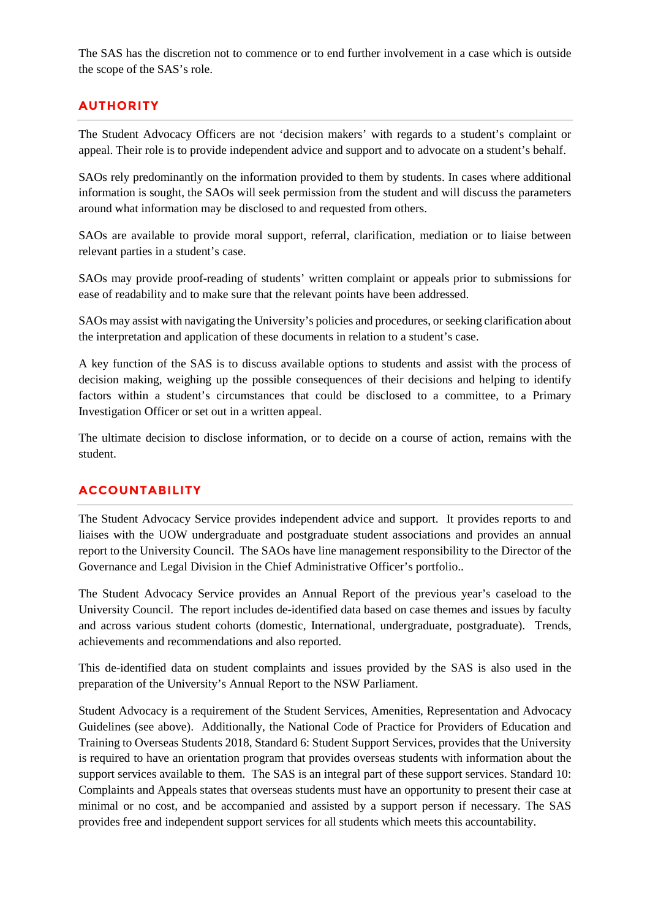The SAS has the discretion not to commence or to end further involvement in a case which is outside the scope of the SAS's role.

## AUTHORITY

The Student Advocacy Officers are not 'decision makers' with regards to a student's complaint or appeal. Their role is to provide independent advice and support and to advocate on a student's behalf.

SAOs rely predominantly on the information provided to them by students. In cases where additional information is sought, the SAOs will seek permission from the student and will discuss the parameters around what information may be disclosed to and requested from others.

SAOs are available to provide moral support, referral, clarification, mediation or to liaise between relevant parties in a student's case.

SAOs may provide proof-reading of students' written complaint or appeals prior to submissions for ease of readability and to make sure that the relevant points have been addressed.

SAOs may assist with navigating the University's policies and procedures, or seeking clarification about the interpretation and application of these documents in relation to a student's case.

A key function of the SAS is to discuss available options to students and assist with the process of decision making, weighing up the possible consequences of their decisions and helping to identify factors within a student's circumstances that could be disclosed to a committee, to a Primary Investigation Officer or set out in a written appeal.

The ultimate decision to disclose information, or to decide on a course of action, remains with the student.

## ACCOUNTABILITY

The Student Advocacy Service provides independent advice and support. It provides reports to and liaises with the UOW undergraduate and postgraduate student associations and provides an annual report to the University Council. The SAOs have line management responsibility to the Director of the Governance and Legal Division in the Chief Administrative Officer's portfolio..

The Student Advocacy Service provides an Annual Report of the previous year's caseload to the University Council. The report includes de-identified data based on case themes and issues by faculty and across various student cohorts (domestic, International, undergraduate, postgraduate). Trends, achievements and recommendations and also reported.

This de-identified data on student complaints and issues provided by the SAS is also used in the preparation of the University's Annual Report to the NSW Parliament.

Student Advocacy is a requirement of the Student Services, Amenities, Representation and Advocacy Guidelines (see above). Additionally, the National Code of Practice for Providers of Education and Training to Overseas Students 2018, Standard 6: Student Support Services, provides that the University is required to have an orientation program that provides overseas students with information about the support services available to them. The SAS is an integral part of these support services. Standard 10: Complaints and Appeals states that overseas students must have an opportunity to present their case at minimal or no cost, and be accompanied and assisted by a support person if necessary. The SAS provides free and independent support services for all students which meets this accountability.